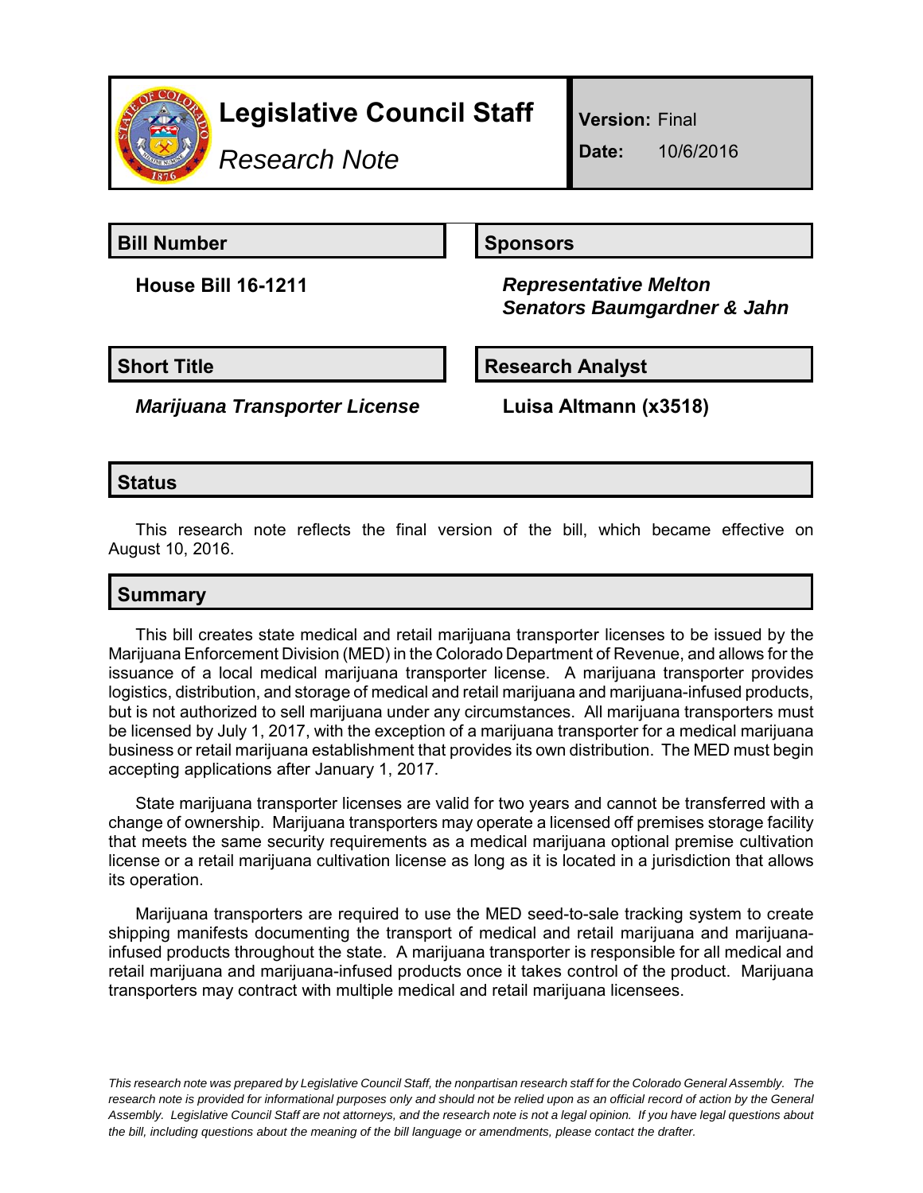# Legislative Council Staff

*Research Note*

**Version:** Final

**Date:** 10/6/2016

## Bill Number

**House Bill 16-1211**

## Sponsors

***Representative Melton***
***Senators Baumgardner & Jahn***

## Short Title

***Marijuana Transporter License***

## Research Analyst

**Luisa Altmann (x3518)**

## Status

This research note reflects the final version of the bill, which became effective on August 10, 2016.

## Summary

This bill creates state medical and retail marijuana transporter licenses to be issued by the Marijuana Enforcement Division (MED) in the Colorado Department of Revenue, and allows for the issuance of a local medical marijuana transporter license. A marijuana transporter provides logistics, distribution, and storage of medical and retail marijuana and marijuana-infused products, but is not authorized to sell marijuana under any circumstances. All marijuana transporters must be licensed by July 1, 2017, with the exception of a marijuana transporter for a medical marijuana business or retail marijuana establishment that provides its own distribution. The MED must begin accepting applications after January 1, 2017.

State marijuana transporter licenses are valid for two years and cannot be transferred with a change of ownership. Marijuana transporters may operate a licensed off premises storage facility that meets the same security requirements as a medical marijuana optional premise cultivation license or a retail marijuana cultivation license as long as it is located in a jurisdiction that allows its operation.

Marijuana transporters are required to use the MED seed-to-sale tracking system to create shipping manifests documenting the transport of medical and retail marijuana and marijuana-infused products throughout the state. A marijuana transporter is responsible for all medical and retail marijuana and marijuana-infused products once it takes control of the product. Marijuana transporters may contract with multiple medical and retail marijuana licensees.

*This research note was prepared by Legislative Council Staff, the nonpartisan research staff for the Colorado General Assembly. The research note is provided for informational purposes only and should not be relied upon as an official record of action by the General Assembly. Legislative Council Staff are not attorneys, and the research note is not a legal opinion. If you have legal questions about the bill, including questions about the meaning of the bill language or amendments, please contact the drafter.*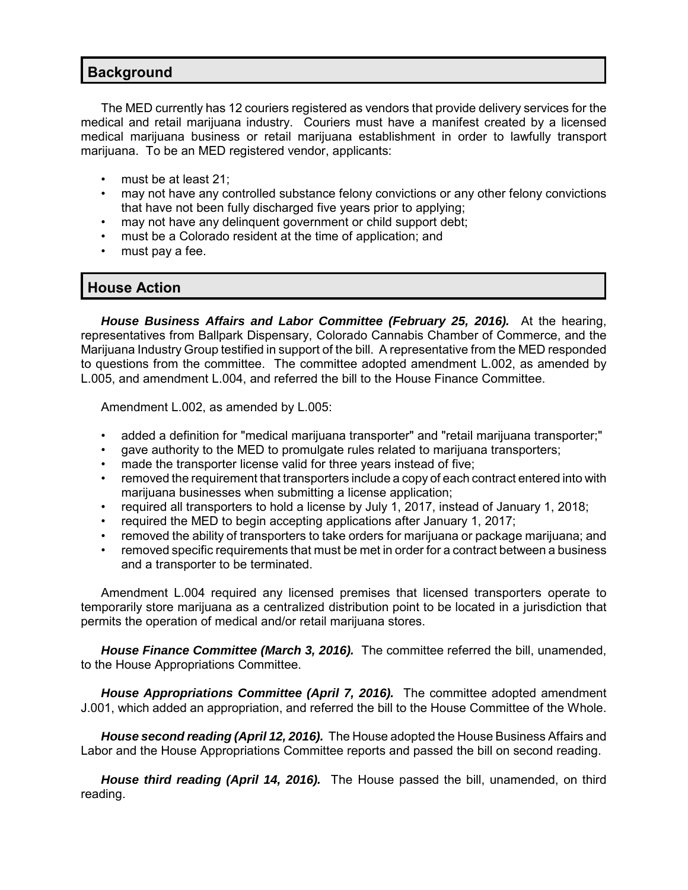## Background

The MED currently has 12 couriers registered as vendors that provide delivery services for the medical and retail marijuana industry. Couriers must have a manifest created by a licensed medical marijuana business or retail marijuana establishment in order to lawfully transport marijuana. To be an MED registered vendor, applicants:

- must be at least 21;
- may not have any controlled substance felony convictions or any other felony convictions that have not been fully discharged five years prior to applying;
- may not have any delinquent government or child support debt;
- must be a Colorado resident at the time of application; and
- must pay a fee.

## House Action

***House Business Affairs and Labor Committee (February 25, 2016).*** At the hearing, representatives from Ballpark Dispensary, Colorado Cannabis Chamber of Commerce, and the Marijuana Industry Group testified in support of the bill. A representative from the MED responded to questions from the committee. The committee adopted amendment L.002, as amended by L.005, and amendment L.004, and referred the bill to the House Finance Committee.

Amendment L.002, as amended by L.005:

- added a definition for "medical marijuana transporter" and "retail marijuana transporter;"
- gave authority to the MED to promulgate rules related to marijuana transporters;
- made the transporter license valid for three years instead of five;
- removed the requirement that transporters include a copy of each contract entered into with marijuana businesses when submitting a license application;
- required all transporters to hold a license by July 1, 2017, instead of January 1, 2018;
- required the MED to begin accepting applications after January 1, 2017;
- removed the ability of transporters to take orders for marijuana or package marijuana; and
- removed specific requirements that must be met in order for a contract between a business and a transporter to be terminated.

Amendment L.004 required any licensed premises that licensed transporters operate to temporarily store marijuana as a centralized distribution point to be located in a jurisdiction that permits the operation of medical and/or retail marijuana stores.

***House Finance Committee (March 3, 2016).*** The committee referred the bill, unamended, to the House Appropriations Committee.

***House Appropriations Committee (April 7, 2016).*** The committee adopted amendment J.001, which added an appropriation, and referred the bill to the House Committee of the Whole.

***House second reading (April 12, 2016).*** The House adopted the House Business Affairs and Labor and the House Appropriations Committee reports and passed the bill on second reading.

***House third reading (April 14, 2016).*** The House passed the bill, unamended, on third reading.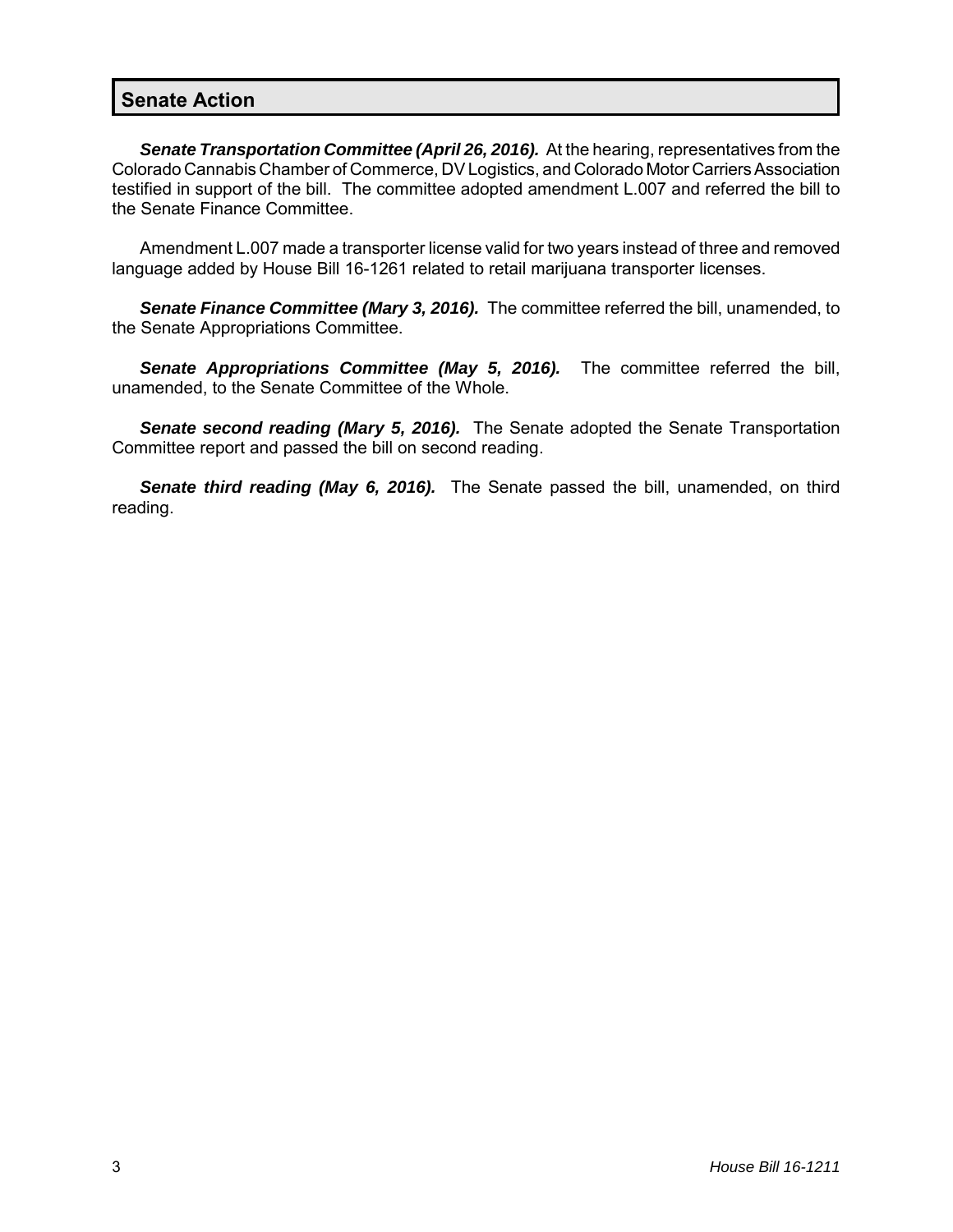## Senate Action

***Senate Transportation Committee (April 26, 2016).*** At the hearing, representatives from the Colorado Cannabis Chamber of Commerce, DV Logistics, and Colorado Motor Carriers Association testified in support of the bill. The committee adopted amendment L.007 and referred the bill to the Senate Finance Committee.

Amendment L.007 made a transporter license valid for two years instead of three and removed language added by House Bill 16-1261 related to retail marijuana transporter licenses.

***Senate Finance Committee (Mary 3, 2016).*** The committee referred the bill, unamended, to the Senate Appropriations Committee.

***Senate Appropriations Committee (May 5, 2016).*** The committee referred the bill, unamended, to the Senate Committee of the Whole.

***Senate second reading (Mary 5, 2016).*** The Senate adopted the Senate Transportation Committee report and passed the bill on second reading.

***Senate third reading (May 6, 2016).*** The Senate passed the bill, unamended, on third reading.